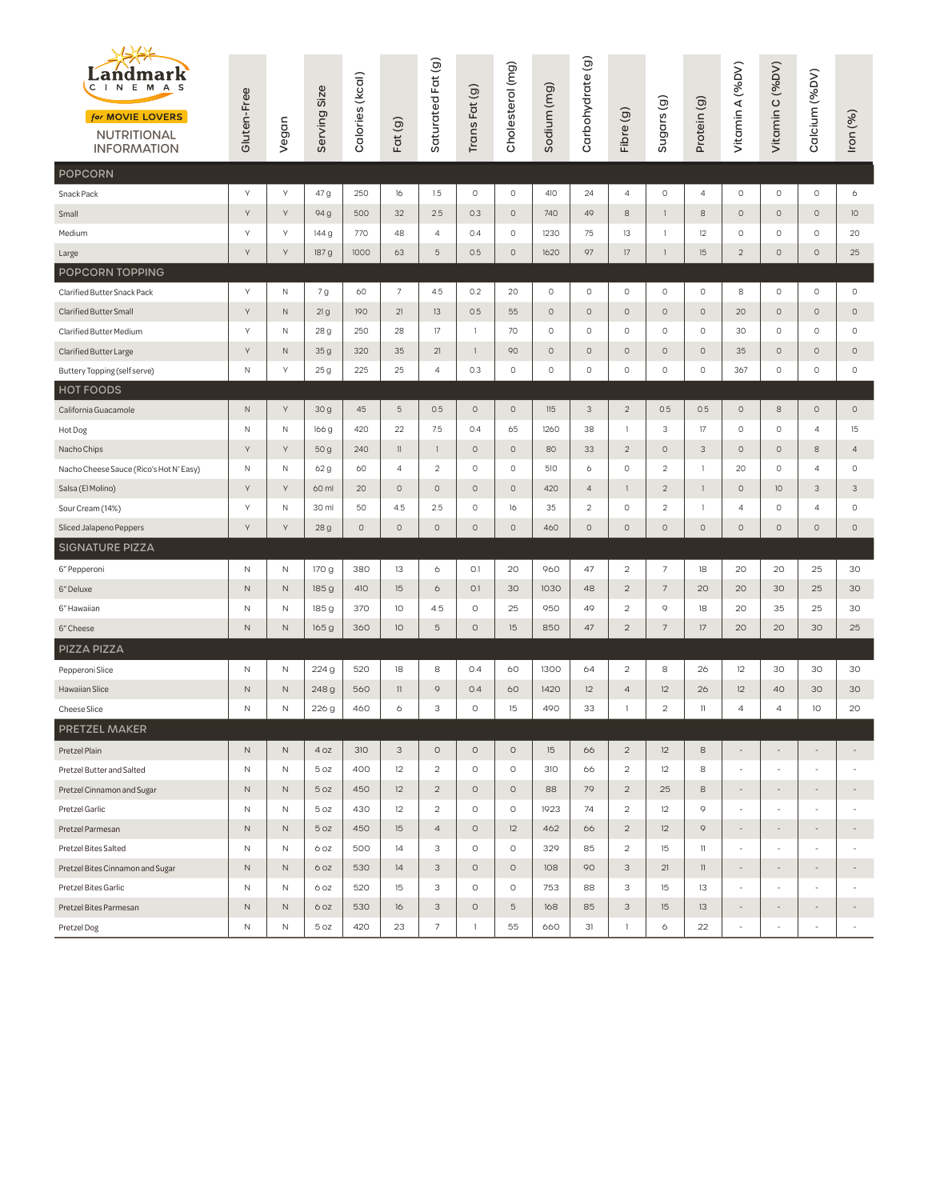Landmark CINEMAS *for* MOVIE LOVERS

NUTRITIONAL INFORMATION

| | Gluten-Free | Vegan | Serving Size | Calories (kcal) | Fat (g) | Saturated Fat (g) | Trans Fat (g) | Cholesterol (mg) | Sodium (mg) | Carbohydrate (g) | Fibre (g) | Sugars (g) | Protein (g) | Vitamin A (%DV) | Vitamin C (%DV) | Calcium (%DV) | Iron (%) |
|---|---|---|---|---|---|---|---|---|---|---|---|---|---|---|---|---|---|
| **POPCORN** | | | | | | | | | | | | | | | | | |
| Snack Pack | Y | Y | 47 g | 250 | 16 | 1.5 | 0 | 0 | 410 | 24 | 4 | 0 | 4 | 0 | 0 | 0 | 6 |
| Small | Y | Y | 94 g | 500 | 32 | 2.5 | 0.3 | 0 | 740 | 49 | 8 | 1 | 8 | 0 | 0 | 0 | 10 |
| Medium | Y | Y | 144 g | 770 | 48 | 4 | 0.4 | 0 | 1230 | 75 | 13 | 1 | 12 | 0 | 0 | 0 | 20 |
| Large | Y | Y | 187 g | 1000 | 63 | 5 | 0.5 | 0 | 1620 | 97 | 17 | 1 | 15 | 2 | 0 | 0 | 25 |
| **POPCORN TOPPING** | | | | | | | | | | | | | | | | | |
| Clarified Butter Snack Pack | Y | N | 7 g | 60 | 7 | 4.5 | 0.2 | 20 | 0 | 0 | 0 | 0 | 0 | 8 | 0 | 0 | 0 |
| Clarified Butter Small | Y | N | 21 g | 190 | 21 | 13 | 0.5 | 55 | 0 | 0 | 0 | 0 | 0 | 20 | 0 | 0 | 0 |
| Clarified Butter Medium | Y | N | 28 g | 250 | 28 | 17 | 1 | 70 | 0 | 0 | 0 | 0 | 0 | 30 | 0 | 0 | 0 |
| Clarified Butter Large | Y | N | 35 g | 320 | 35 | 21 | 1 | 90 | 0 | 0 | 0 | 0 | 0 | 35 | 0 | 0 | 0 |
| Buttery Topping (self serve) | N | Y | 25 g | 225 | 25 | 4 | 0.3 | 0 | 0 | 0 | 0 | 0 | 0 | 367 | 0 | 0 | 0 |
| **HOT FOODS** | | | | | | | | | | | | | | | | | |
| California Guacamole | N | Y | 30 g | 45 | 5 | 0.5 | 0 | 0 | 115 | 3 | 2 | 0.5 | 0.5 | 0 | 8 | 0 | 0 |
| Hot Dog | N | N | 166 g | 420 | 22 | 7.5 | 0.4 | 65 | 1260 | 38 | 1 | 3 | 17 | 0 | 0 | 4 | 15 |
| Nacho Chips | Y | Y | 50 g | 240 | 11 | 1 | 0 | 0 | 80 | 33 | 2 | 0 | 3 | 0 | 0 | 8 | 4 |
| Nacho Cheese Sauce (Rico's Hot N' Easy) | N | N | 62 g | 60 | 4 | 2 | 0 | 0 | 510 | 6 | 0 | 2 | 1 | 20 | 0 | 4 | 0 |
| Salsa (El Molino) | Y | Y | 60 ml | 20 | 0 | 0 | 0 | 0 | 420 | 4 | 1 | 2 | 1 | 0 | 10 | 3 | 3 |
| Sour Cream (14%) | Y | N | 30 ml | 50 | 4.5 | 2.5 | 0 | 16 | 35 | 2 | 0 | 2 | 1 | 4 | 0 | 4 | 0 |
| Sliced Jalapeno Peppers | Y | Y | 28 g | 0 | 0 | 0 | 0 | 0 | 460 | 0 | 0 | 0 | 0 | 0 | 0 | 0 | 0 |
| **SIGNATURE PIZZA** | | | | | | | | | | | | | | | | | |
| 6" Pepperoni | N | N | 170 g | 380 | 13 | 6 | 0.1 | 20 | 960 | 47 | 2 | 7 | 18 | 20 | 20 | 25 | 30 |
| 6" Deluxe | N | N | 185 g | 410 | 15 | 6 | 0.1 | 30 | 1030 | 48 | 2 | 7 | 20 | 20 | 30 | 25 | 30 |
| 6" Hawaiian | N | N | 185 g | 370 | 10 | 4.5 | 0 | 25 | 950 | 49 | 2 | 9 | 18 | 20 | 35 | 25 | 30 |
| 6" Cheese | N | N | 165 g | 360 | 10 | 5 | 0 | 15 | 850 | 47 | 2 | 7 | 17 | 20 | 20 | 30 | 25 |
| **PIZZA PIZZA** | | | | | | | | | | | | | | | | | |
| Pepperoni Slice | N | N | 224 g | 520 | 18 | 8 | 0.4 | 60 | 1300 | 64 | 2 | 8 | 26 | 12 | 30 | 30 | 30 |
| Hawaiian Slice | N | N | 248 g | 560 | 11 | 9 | 0.4 | 60 | 1420 | 12 | 4 | 12 | 26 | 12 | 40 | 30 | 30 |
| Cheese Slice | N | N | 226 g | 460 | 6 | 3 | 0 | 15 | 490 | 33 | 1 | 2 | 11 | 4 | 4 | 10 | 20 |
| **PRETZEL MAKER** | | | | | | | | | | | | | | | | | |
| Pretzel Plain | N | N | 4 oz | 310 | 3 | 0 | 0 | 0 | 15 | 66 | 2 | 12 | 8 | - | - | - | - |
| Pretzel Butter and Salted | N | N | 5 oz | 400 | 12 | 2 | 0 | 0 | 310 | 66 | 2 | 12 | 8 | - | - | - | - |
| Pretzel Cinnamon and Sugar | N | N | 5 oz | 450 | 12 | 2 | 0 | 0 | 88 | 79 | 2 | 25 | 8 | - | - | - | - |
| Pretzel Garlic | N | N | 5 oz | 430 | 12 | 2 | 0 | 0 | 1923 | 74 | 2 | 12 | 9 | - | - | - | - |
| Pretzel Parmesan | N | N | 5 oz | 450 | 15 | 4 | 0 | 12 | 462 | 66 | 2 | 12 | 9 | - | - | - | - |
| Pretzel Bites Salted | N | N | 6 oz | 500 | 14 | 3 | 0 | 0 | 329 | 85 | 2 | 15 | 11 | - | - | - | - |
| Pretzel Bites Cinnamon and Sugar | N | N | 6 oz | 530 | 14 | 3 | 0 | 0 | 108 | 90 | 3 | 21 | 11 | - | - | - | - |
| Pretzel Bites Garlic | N | N | 6 oz | 520 | 15 | 3 | 0 | 0 | 753 | 88 | 3 | 15 | 13 | - | - | - | - |
| Pretzel Bites Parmesan | N | N | 6 oz | 530 | 16 | 3 | 0 | 5 | 168 | 85 | 3 | 15 | 13 | - | - | - | - |
| Pretzel Dog | N | N | 5 oz | 420 | 23 | 7 | 1 | 55 | 660 | 31 | 1 | 6 | 22 | - | - | - | - |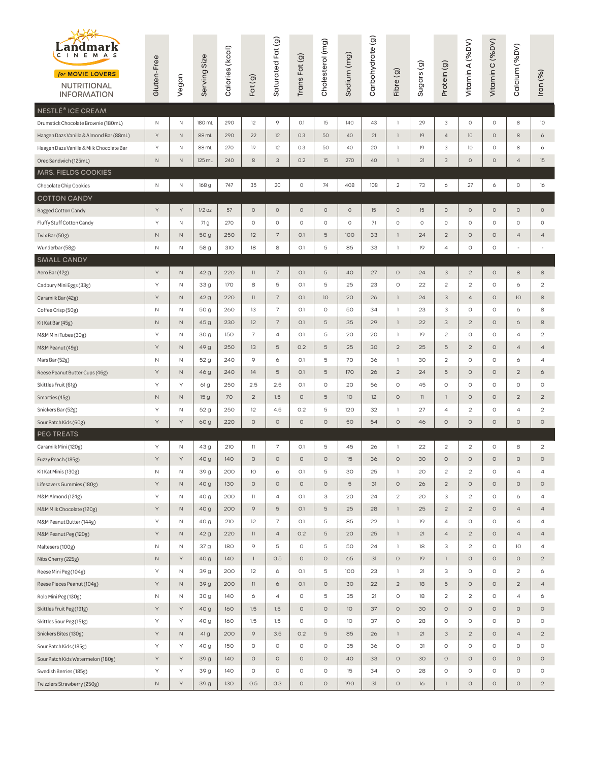**Landmark CINEMAS** *for MOVIE LOVERS*

NUTRITIONAL INFORMATION

| | Gluten-Free | Vegan | Serving Size | Calories (kcal) | Fat (g) | Saturated Fat (g) | Trans Fat (g) | Cholesterol (mg) | Sodium (mg) | Carbohydrate (g) | Fibre (g) | Sugars (g) | Protein (g) | Vitamin A (%DV) | Vitamin C (%DV) | Calcium (%DV) | Iron (%) |
|---|---|---|---|---|---|---|---|---|---|---|---|---|---|---|---|---|---|
| **NESTLÉ® ICE CREAM** | | | | | | | | | | | | | | | | | |
| Drumstick Chocolate Brownie (180mL) | N | N | 180 mL | 290 | 12 | 9 | 0.1 | 15 | 140 | 43 | 1 | 29 | 3 | 0 | 0 | 8 | 10 |
| Haagen Dazs Vanilla & Almond Bar (88mL) | Y | N | 88 mL | 290 | 22 | 12 | 0.3 | 50 | 40 | 21 | 1 | 19 | 4 | 10 | 0 | 8 | 6 |
| Haagen Dazs Vanilla & Milk Chocolate Bar | Y | N | 88 mL | 270 | 19 | 12 | 0.3 | 50 | 40 | 20 | 1 | 19 | 3 | 10 | 0 | 8 | 6 |
| Oreo Sandwich (125mL) | N | N | 125 mL | 240 | 8 | 3 | 0.2 | 15 | 270 | 40 | 1 | 21 | 3 | 0 | 0 | 4 | 15 |
| **MRS. FIELDS COOKIES** | | | | | | | | | | | | | | | | | |
| Chocolate Chip Cookies | N | N | 168 g | 747 | 35 | 20 | 0 | 74 | 408 | 108 | 2 | 73 | 6 | 27 | 6 | 0 | 16 |
| **COTTON CANDY** | | | | | | | | | | | | | | | | | |
| Bagged Cotton Candy | Y | Y | 1/2 oz | 57 | 0 | 0 | 0 | 0 | 0 | 15 | 0 | 15 | 0 | 0 | 0 | 0 | 0 |
| Fluffy Stuff Cotton Candy | Y | N | 71 g | 270 | 0 | 0 | 0 | 0 | 0 | 71 | 0 | 0 | 0 | 0 | 0 | 0 | 0 |
| Twix Bar (50g) | N | N | 50 g | 250 | 12 | 7 | 0.1 | 5 | 100 | 33 | 1 | 24 | 2 | 0 | 0 | 4 | 4 |
| Wunderbar (58g) | N | N | 58 g | 310 | 18 | 8 | 0.1 | 5 | 85 | 33 | 1 | 19 | 4 | 0 | 0 | - | - |
| **SMALL CANDY** | | | | | | | | | | | | | | | | | |
| Aero Bar (42g) | Y | N | 42 g | 220 | 11 | 7 | 0.1 | 5 | 40 | 27 | 0 | 24 | 3 | 2 | 0 | 8 | 8 |
| Cadbury Mini Eggs (33g) | Y | N | 33 g | 170 | 8 | 5 | 0.1 | 5 | 25 | 23 | 0 | 22 | 2 | 2 | 0 | 6 | 2 |
| Caramilk Bar (42g) | Y | N | 42 g | 220 | 11 | 7 | 0.1 | 10 | 20 | 26 | 1 | 24 | 3 | 4 | 0 | 10 | 8 |
| Coffee Crisp (50g) | N | N | 50 g | 260 | 13 | 7 | 0.1 | 0 | 50 | 34 | 1 | 23 | 3 | 0 | 0 | 6 | 8 |
| Kit Kat Bar (45g) | N | N | 45 g | 230 | 12 | 7 | 0.1 | 5 | 35 | 29 | 1 | 22 | 3 | 2 | 0 | 6 | 8 |
| M&M Mini Tubes (30g) | Y | N | 30 g | 150 | 7 | 4 | 0.1 | 5 | 20 | 20 | 1 | 19 | 2 | 0 | 0 | 4 | 2 |
| M&M Peanut (49g) | Y | N | 49 g | 250 | 13 | 5 | 0.2 | 5 | 25 | 30 | 2 | 25 | 5 | 2 | 0 | 4 | 4 |
| Mars Bar (52g) | N | N | 52 g | 240 | 9 | 6 | 0.1 | 5 | 70 | 36 | 1 | 30 | 2 | 0 | 0 | 6 | 4 |
| Reese Peanut Butter Cups (46g) | Y | N | 46 g | 240 | 14 | 5 | 0.1 | 5 | 170 | 26 | 2 | 24 | 5 | 0 | 0 | 2 | 6 |
| Skittles Fruit (61g) | Y | Y | 61 g | 250 | 2.5 | 2.5 | 0.1 | 0 | 20 | 56 | 0 | 45 | 0 | 0 | 0 | 0 | 0 |
| Smarties (45g) | N | N | 15 g | 70 | 2 | 1.5 | 0 | 5 | 10 | 12 | 0 | 11 | 1 | 0 | 0 | 2 | 2 |
| Snickers Bar (52g) | Y | N | 52 g | 250 | 12 | 4.5 | 0.2 | 5 | 120 | 32 | 1 | 27 | 4 | 2 | 0 | 4 | 2 |
| Sour Patch Kids (60g) | Y | Y | 60 g | 220 | 0 | 0 | 0 | 0 | 50 | 54 | 0 | 46 | 0 | 0 | 0 | 0 | 0 |
| **PEG TREATS** | | | | | | | | | | | | | | | | | |
| Caramilk Mini (120g) | Y | N | 43 g | 210 | 11 | 7 | 0.1 | 5 | 45 | 26 | 1 | 22 | 2 | 2 | 0 | 8 | 2 |
| Fuzzy Peach (185g) | Y | Y | 40 g | 140 | 0 | 0 | 0 | 0 | 15 | 36 | 0 | 30 | 0 | 0 | 0 | 0 | 0 |
| Kit Kat Minis (130g) | N | N | 39 g | 200 | 10 | 6 | 0.1 | 5 | 30 | 25 | 1 | 20 | 2 | 2 | 0 | 4 | 4 |
| Lifesavers Gummies (180g) | Y | N | 40 g | 130 | 0 | 0 | 0 | 0 | 5 | 31 | 0 | 26 | 2 | 0 | 0 | 0 | 0 |
| M&M Almond (124g) | Y | N | 40 g | 200 | 11 | 4 | 0.1 | 3 | 20 | 24 | 2 | 20 | 3 | 2 | 0 | 6 | 4 |
| M&M Milk Chocolate (120g) | Y | N | 40 g | 200 | 9 | 5 | 0.1 | 5 | 25 | 28 | 1 | 25 | 2 | 2 | 0 | 4 | 4 |
| M&M Peanut Butter (144g) | Y | N | 40 g | 210 | 12 | 7 | 0.1 | 5 | 85 | 22 | 1 | 19 | 4 | 0 | 0 | 4 | 4 |
| M&M Peanut Peg (120g) | Y | N | 42 g | 220 | 11 | 4 | 0.2 | 5 | 20 | 25 | 1 | 21 | 4 | 2 | 0 | 4 | 4 |
| Maltesers (100g) | N | N | 37 g | 180 | 9 | 5 | 0 | 5 | 50 | 24 | 1 | 18 | 3 | 2 | 0 | 10 | 4 |
| Nibs Cherry (225g) | N | Y | 40 g | 140 | 1 | 0.5 | 0 | 0 | 65 | 31 | 0 | 19 | 1 | 0 | 0 | 0 | 2 |
| Reese Mini Peg (104g) | Y | N | 39 g | 200 | 12 | 6 | 0.1 | 5 | 100 | 23 | 1 | 21 | 3 | 0 | 0 | 2 | 6 |
| Reese Pieces Peanut (104g) | Y | N | 39 g | 200 | 11 | 6 | 0.1 | 0 | 30 | 22 | 2 | 18 | 5 | 0 | 0 | 2 | 4 |
| Rolo Mini Peg (130g) | N | N | 30 g | 140 | 6 | 4 | 0 | 5 | 35 | 21 | 0 | 18 | 2 | 2 | 0 | 4 | 6 |
| Skittles Fruit Peg (191g) | Y | Y | 40 g | 160 | 1.5 | 1.5 | 0 | 0 | 10 | 37 | 0 | 30 | 0 | 0 | 0 | 0 | 0 |
| Skittles Sour Peg (151g) | Y | Y | 40 g | 160 | 1.5 | 1.5 | 0 | 0 | 10 | 37 | 0 | 28 | 0 | 0 | 0 | 0 | 0 |
| Snickers Bites (130g) | Y | N | 41 g | 200 | 9 | 3.5 | 0.2 | 5 | 85 | 26 | 1 | 21 | 3 | 2 | 0 | 4 | 2 |
| Sour Patch Kids (185g) | Y | Y | 40 g | 150 | 0 | 0 | 0 | 0 | 35 | 36 | 0 | 31 | 0 | 0 | 0 | 0 | 0 |
| Sour Patch Kids Watermelon (180g) | Y | Y | 39 g | 140 | 0 | 0 | 0 | 0 | 40 | 33 | 0 | 30 | 0 | 0 | 0 | 0 | 0 |
| Swedish Berries (185g) | Y | Y | 39 g | 140 | 0 | 0 | 0 | 0 | 15 | 34 | 0 | 28 | 0 | 0 | 0 | 0 | 0 |
| Twizzlers Strawberry (250g) | N | Y | 39 g | 130 | 0.5 | 0.3 | 0 | 0 | 190 | 31 | 0 | 16 | 1 | 0 | 0 | 0 | 2 |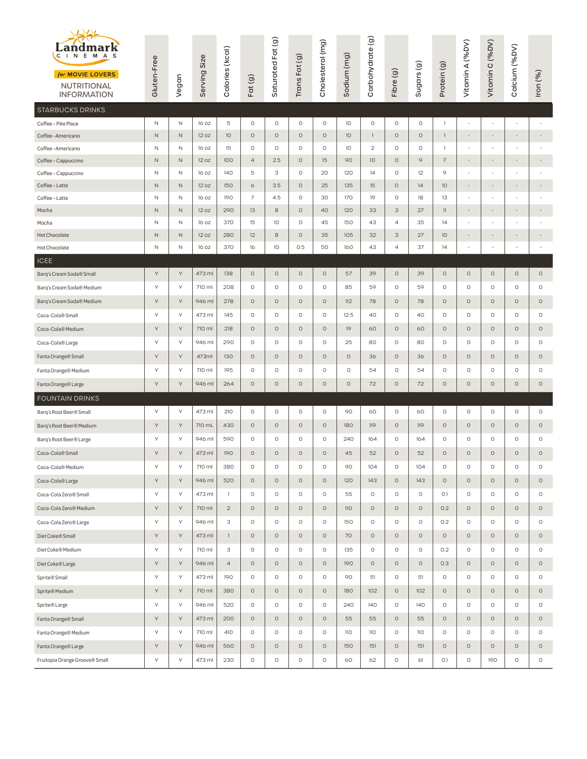| Landmark CINEMAS *for* MOVIE LOVERS NUTRITIONAL INFORMATION | Gluten-Free | Vegan | Serving Size | Calories (kcal) | Fat (g) | Saturated Fat (g) | Trans Fat (g) | Cholesterol (mg) | Sodium (mg) | Carbohydrate (g) | Fibre (g) | Sugars (g) | Protein (g) | Vitamin A (%DV) | Vitamin C (%DV) | Calcium (%DV) | Iron (%) |
|---|---|---|---|---|---|---|---|---|---|---|---|---|---|---|---|---|---|
| **STARBUCKS DRINKS** | | | | | | | | | | | | | | | | | |
| Coffee – Pike Place | N | N | 16 oz | 5 | 0 | 0 | 0 | 0 | 10 | 0 | 0 | 0 | 1 | - | - | - | - |
| Coffee –Americano | N | N | 12 oz | 10 | 0 | 0 | 0 | 0 | 10 | 1 | 0 | 0 | 1 | - | - | - | - |
| Coffee –Americano | N | N | 16 oz | 15 | 0 | 0 | 0 | 0 | 10 | 2 | 0 | 0 | 1 | - | - | - | - |
| Coffee – Cappuccino | N | N | 12 oz | 100 | 4 | 2.5 | 0 | 15 | 90 | 10 | 0 | 9 | 7 | - | - | - | - |
| Coffee – Cappuccino | N | N | 16 oz | 140 | 5 | 3 | 0 | 20 | 120 | 14 | 0 | 12 | 9 | - | - | - | - |
| Coffee – Latte | N | N | 12 oz | 150 | 6 | 3.5 | 0 | 25 | 135 | 15 | 0 | 14 | 10 | - | - | - | - |
| Coffee – Latte | N | N | 16 oz | 190 | 7 | 4.5 | 0 | 30 | 170 | 19 | 0 | 18 | 13 | - | - | - | - |
| Mocha | N | N | 12 oz | 290 | 13 | 8 | 0 | 40 | 120 | 33 | 3 | 27 | 11 | - | - | - | - |
| Mocha | N | N | 16 oz | 370 | 15 | 10 | 0 | 45 | 150 | 43 | 4 | 35 | 14 | - | - | - | - |
| Hot Chocolate | N | N | 12 oz | 280 | 12 | 8 | 0 | 35 | 105 | 32 | 3 | 27 | 10 | - | - | - | - |
| Hot Chocolate | N | N | 16 oz | 370 | 16 | 10 | 0.5 | 50 | 160 | 43 | 4 | 37 | 14 | - | - | - | - |
| **ICEE** | | | | | | | | | | | | | | | | | |
| Barq's Cream Soda® Small | Y | Y | 473 ml | 138 | 0 | 0 | 0 | 0 | 57 | 39 | 0 | 39 | 0 | 0 | 0 | 0 | 0 |
| Barq's Cream Soda® Medium | Y | Y | 710 ml | 208 | 0 | 0 | 0 | 0 | 85 | 59 | 0 | 59 | 0 | 0 | 0 | 0 | 0 |
| Barq's Cream Soda® Medium | Y | Y | 946 ml | 278 | 0 | 0 | 0 | 0 | 112 | 78 | 0 | 78 | 0 | 0 | 0 | 0 | 0 |
| Coca-Cola® Small | Y | Y | 473 ml | 145 | 0 | 0 | 0 | 0 | 12.5 | 40 | 0 | 40 | 0 | 0 | 0 | 0 | 0 |
| Coca-Cola® Medium | Y | Y | 710 ml | 218 | 0 | 0 | 0 | 0 | 19 | 60 | 0 | 60 | 0 | 0 | 0 | 0 | 0 |
| Coca-Cola® Large | Y | Y | 946 ml | 290 | 0 | 0 | 0 | 0 | 25 | 80 | 0 | 80 | 0 | 0 | 0 | 0 | 0 |
| Fanta Orange® Small | Y | Y | 473ml | 130 | 0 | 0 | 0 | 0 | 0 | 36 | 0 | 36 | 0 | 0 | 0 | 0 | 0 |
| Fanta Orange® Medium | Y | Y | 710 ml | 195 | 0 | 0 | 0 | 0 | 0 | 54 | 0 | 54 | 0 | 0 | 0 | 0 | 0 |
| Fanta Orange® Large | Y | Y | 946 ml | 264 | 0 | 0 | 0 | 0 | 0 | 72 | 0 | 72 | 0 | 0 | 0 | 0 | 0 |
| **FOUNTAIN DRINKS** | | | | | | | | | | | | | | | | | |
| Barq's Root Beer® Small | Y | Y | 473 ml | 210 | 0 | 0 | 0 | 0 | 90 | 60 | 0 | 60 | 0 | 0 | 0 | 0 | 0 |
| Barq's Root Beer® Medium | Y | Y | 710 mL | 430 | 0 | 0 | 0 | 0 | 180 | 119 | 0 | 119 | 0 | 0 | 0 | 0 | 0 |
| Barq's Root Beer® Large | Y | Y | 946 ml | 590 | 0 | 0 | 0 | 0 | 240 | 164 | 0 | 164 | 0 | 0 | 0 | 0 | 0 |
| Coca-Cola® Small | Y | Y | 473 ml | 190 | 0 | 0 | 0 | 0 | 45 | 52 | 0 | 52 | 0 | 0 | 0 | 0 | 0 |
| Coca-Cola® Medium | Y | Y | 710 ml | 380 | 0 | 0 | 0 | 0 | 90 | 104 | 0 | 104 | 0 | 0 | 0 | 0 | 0 |
| Coca-Cola® Large | Y | Y | 946 ml | 520 | 0 | 0 | 0 | 0 | 120 | 143 | 0 | 143 | 0 | 0 | 0 | 0 | 0 |
| Coca-Cola Zero® Small | Y | Y | 473 ml | 1 | 0 | 0 | 0 | 0 | 55 | 0 | 0 | 0 | 0.1 | 0 | 0 | 0 | 0 |
| Coca-Cola Zero® Medium | Y | Y | 710 ml | 2 | 0 | 0 | 0 | 0 | 110 | 0 | 0 | 0 | 0.2 | 0 | 0 | 0 | 0 |
| Coca-Cola Zero® Large | Y | Y | 946 ml | 3 | 0 | 0 | 0 | 0 | 150 | 0 | 0 | 0 | 0.2 | 0 | 0 | 0 | 0 |
| Diet Coke® Small | Y | Y | 473 ml | 1 | 0 | 0 | 0 | 0 | 70 | 0 | 0 | 0 | 0 | 0 | 0 | 0 | 0 |
| Diet Coke® Medium | Y | Y | 710 ml | 3 | 0 | 0 | 0 | 0 | 135 | 0 | 0 | 0 | 0.2 | 0 | 0 | 0 | 0 |
| Diet Coke® Large | Y | Y | 946 ml | 4 | 0 | 0 | 0 | 0 | 190 | 0 | 0 | 0 | 0.3 | 0 | 0 | 0 | 0 |
| Sprite® Small | Y | Y | 473 ml | 190 | 0 | 0 | 0 | 0 | 90 | 51 | 0 | 51 | 0 | 0 | 0 | 0 | 0 |
| Sprite® Medium | Y | Y | 710 ml | 380 | 0 | 0 | 0 | 0 | 180 | 102 | 0 | 102 | 0 | 0 | 0 | 0 | 0 |
| Sprite® Large | Y | Y | 946 ml | 520 | 0 | 0 | 0 | 0 | 240 | 140 | 0 | 140 | 0 | 0 | 0 | 0 | 0 |
| Fanta Orange® Small | Y | Y | 473 ml | 200 | 0 | 0 | 0 | 0 | 55 | 55 | 0 | 55 | 0 | 0 | 0 | 0 | 0 |
| Fanta Orange® Medium | Y | Y | 710 ml | 410 | 0 | 0 | 0 | 0 | 110 | 110 | 0 | 110 | 0 | 0 | 0 | 0 | 0 |
| Fanta Orange® Large | Y | Y | 946 ml | 560 | 0 | 0 | 0 | 0 | 150 | 151 | 0 | 151 | 0 | 0 | 0 | 0 | 0 |
| Fruitopia Orange Groove® Small | Y | Y | 473 ml | 230 | 0 | 0 | 0 | 0 | 60 | 62 | 0 | 61 | 0.1 | 0 | 190 | 0 | 0 |